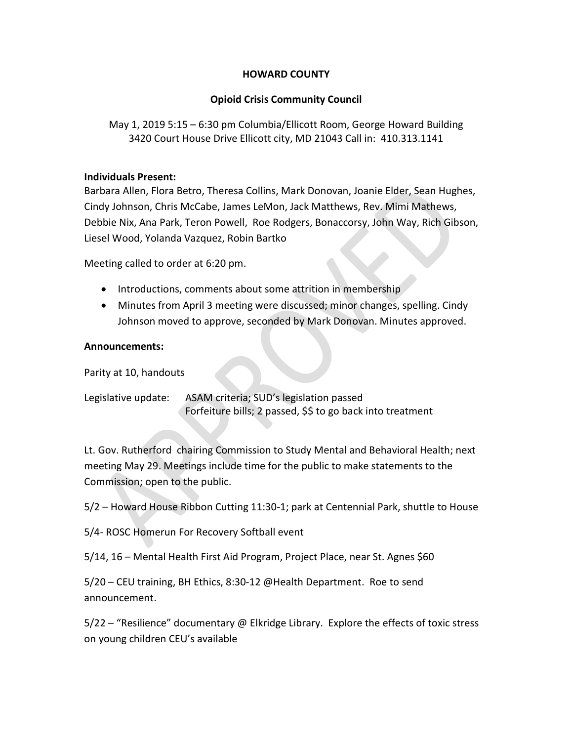**HOWARD COUNTY**

**Opioid Crisis Community Council**

May 1, 2019 5:15 – 6:30 pm Columbia/Ellicott Room, George Howard Building
3420 Court House Drive Ellicott city, MD 21043 Call in: 410.313.1141

**Individuals Present:**
Barbara Allen, Flora Betro, Theresa Collins, Mark Donovan, Joanie Elder, Sean Hughes, Cindy Johnson, Chris McCabe, James LeMon, Jack Matthews, Rev. Mimi Mathews, Debbie Nix, Ana Park, Teron Powell, Roe Rodgers, Bonaccorsy, John Way, Rich Gibson, Liesel Wood, Yolanda Vazquez, Robin Bartko

Meeting called to order at 6:20 pm.

- Introductions, comments about some attrition in membership
- Minutes from April 3 meeting were discussed; minor changes, spelling. Cindy Johnson moved to approve, seconded by Mark Donovan. Minutes approved.

**Announcements:**

Parity at 10, handouts

Legislative update: ASAM criteria; SUD's legislation passed
Forfeiture bills; 2 passed, $$ to go back into treatment

Lt. Gov. Rutherford chairing Commission to Study Mental and Behavioral Health; next meeting May 29. Meetings include time for the public to make statements to the Commission; open to the public.

5/2 – Howard House Ribbon Cutting 11:30-1; park at Centennial Park, shuttle to House

5/4- ROSC Homerun For Recovery Softball event

5/14, 16 – Mental Health First Aid Program, Project Place, near St. Agnes $60

5/20 – CEU training, BH Ethics, 8:30-12 @Health Department. Roe to send announcement.

5/22 – "Resilience" documentary @ Elkridge Library. Explore the effects of toxic stress on young children CEU's available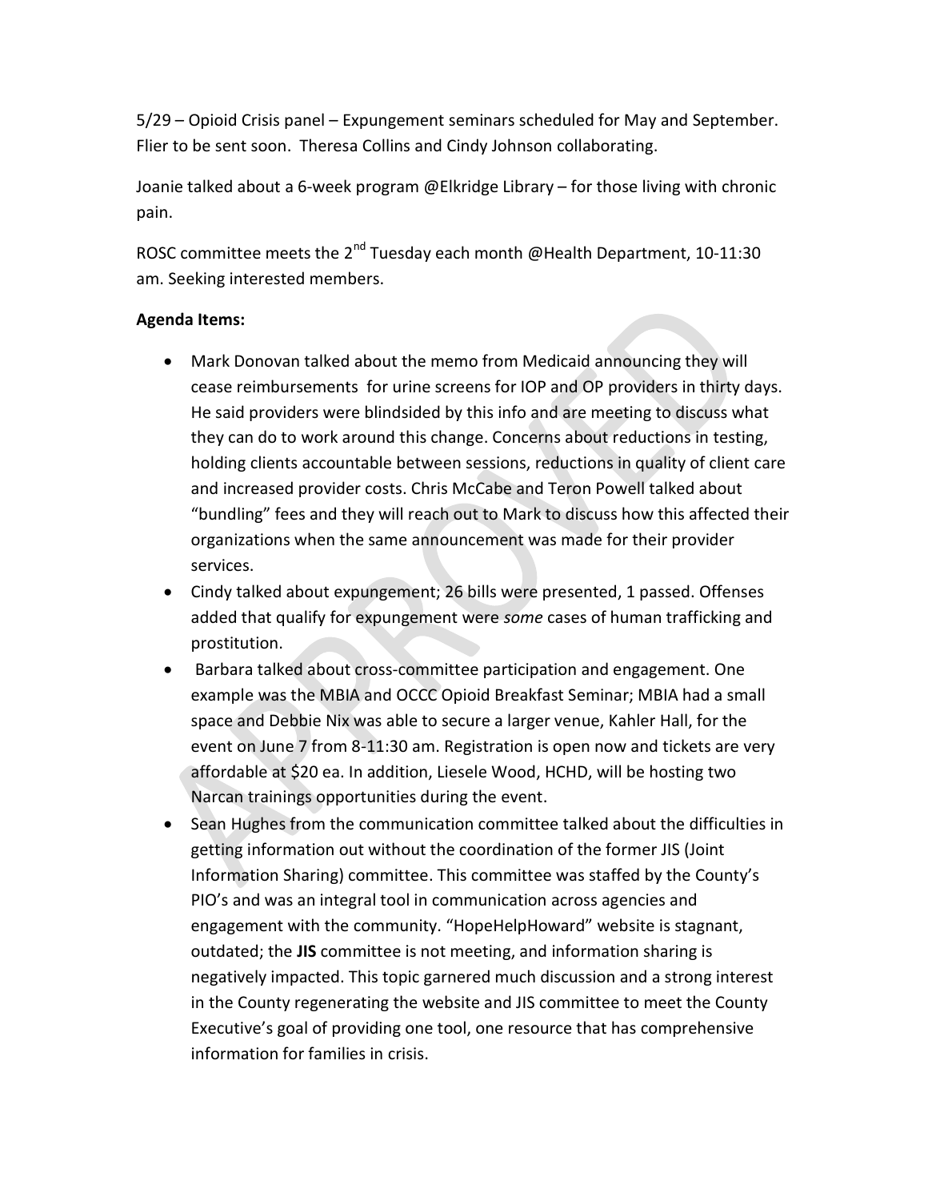5/29 – Opioid Crisis panel – Expungement seminars scheduled for May and September. Flier to be sent soon. Theresa Collins and Cindy Johnson collaborating.

Joanie talked about a 6-week program @Elkridge Library – for those living with chronic pain.

ROSC committee meets the 2nd Tuesday each month @Health Department, 10-11:30 am. Seeking interested members.

**Agenda Items:**

- Mark Donovan talked about the memo from Medicaid announcing they will cease reimbursements for urine screens for IOP and OP providers in thirty days. He said providers were blindsided by this info and are meeting to discuss what they can do to work around this change. Concerns about reductions in testing, holding clients accountable between sessions, reductions in quality of client care and increased provider costs. Chris McCabe and Teron Powell talked about "bundling" fees and they will reach out to Mark to discuss how this affected their organizations when the same announcement was made for their provider services.
- Cindy talked about expungement; 26 bills were presented, 1 passed. Offenses added that qualify for expungement were *some* cases of human trafficking and prostitution.
- Barbara talked about cross-committee participation and engagement. One example was the MBIA and OCCC Opioid Breakfast Seminar; MBIA had a small space and Debbie Nix was able to secure a larger venue, Kahler Hall, for the event on June 7 from 8-11:30 am. Registration is open now and tickets are very affordable at $20 ea. In addition, Liesele Wood, HCHD, will be hosting two Narcan trainings opportunities during the event.
- Sean Hughes from the communication committee talked about the difficulties in getting information out without the coordination of the former JIS (Joint Information Sharing) committee. This committee was staffed by the County's PIO's and was an integral tool in communication across agencies and engagement with the community. "HopeHelpHoward" website is stagnant, outdated; the **JIS** committee is not meeting, and information sharing is negatively impacted. This topic garnered much discussion and a strong interest in the County regenerating the website and JIS committee to meet the County Executive's goal of providing one tool, one resource that has comprehensive information for families in crisis.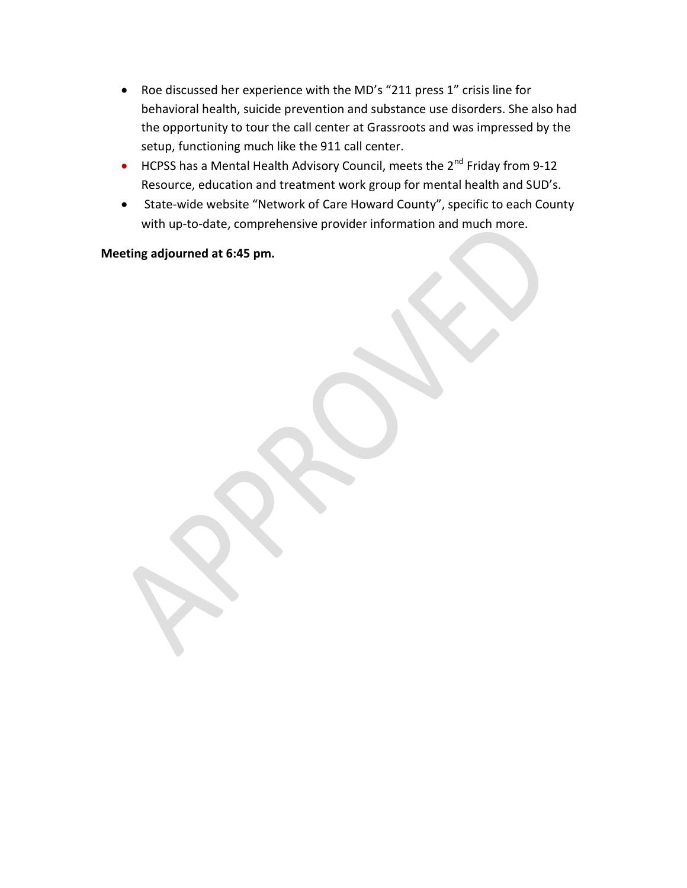- Roe discussed her experience with the MD's "211 press 1" crisis line for behavioral health, suicide prevention and substance use disorders. She also had the opportunity to tour the call center at Grassroots and was impressed by the setup, functioning much like the 911 call center.
- HCPSS has a Mental Health Advisory Council, meets the 2nd Friday from 9-12 Resource, education and treatment work group for mental health and SUD's.
- State-wide website "Network of Care Howard County", specific to each County with up-to-date, comprehensive provider information and much more.

**Meeting adjourned at 6:45 pm.**

APPROVED